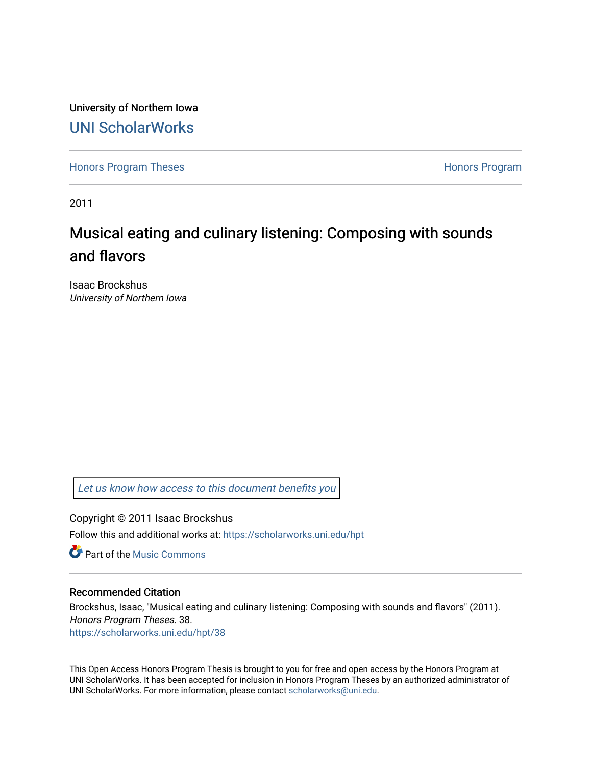University of Northern Iowa

## UNI ScholarWorks

Honors Program Theses | Honors Program

2011

# Musical eating and culinary listening: Composing with sounds and flavors

Isaac Brockshus

*University of Northern Iowa*

*Let us know how access to this document benefits you*

Copyright © 2011 Isaac Brockshus

Follow this and additional works at: https://scholarworks.uni.edu/hpt

Part of the Music Commons

### Recommended Citation

Brockshus, Isaac, "Musical eating and culinary listening: Composing with sounds and flavors" (2011). *Honors Program Theses*. 38.

https://scholarworks.uni.edu/hpt/38

This Open Access Honors Program Thesis is brought to you for free and open access by the Honors Program at UNI ScholarWorks. It has been accepted for inclusion in Honors Program Theses by an authorized administrator of UNI ScholarWorks. For more information, please contact scholarworks@uni.edu.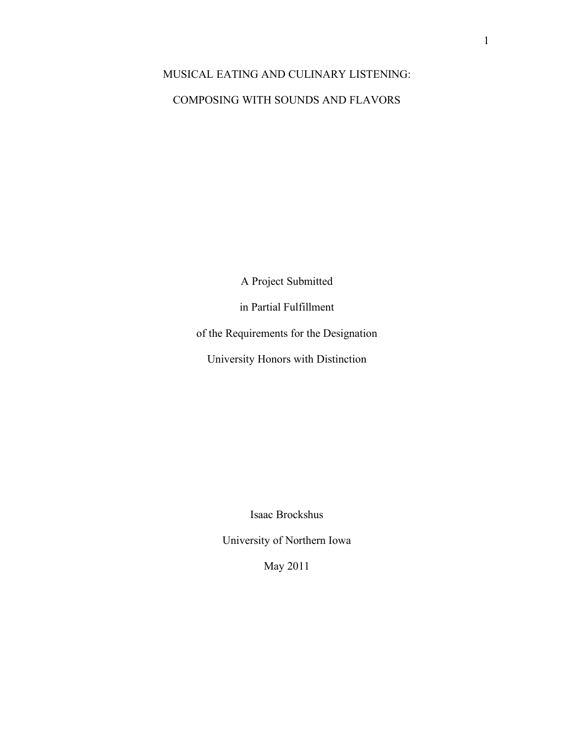# MUSICAL EATING AND CULINARY LISTENING:

# COMPOSING WITH SOUNDS AND FLAVORS

A Project Submitted

in Partial Fulfillment

of the Requirements for the Designation

University Honors with Distinction

Isaac Brockshus

University of Northern Iowa

May 2011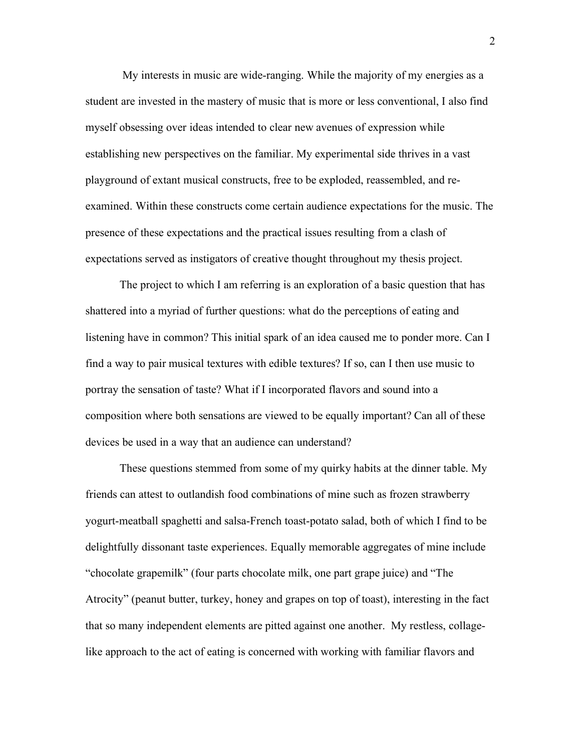My interests in music are wide-ranging. While the majority of my energies as a student are invested in the mastery of music that is more or less conventional, I also find myself obsessing over ideas intended to clear new avenues of expression while establishing new perspectives on the familiar. My experimental side thrives in a vast playground of extant musical constructs, free to be exploded, reassembled, and re-examined. Within these constructs come certain audience expectations for the music. The presence of these expectations and the practical issues resulting from a clash of expectations served as instigators of creative thought throughout my thesis project.

The project to which I am referring is an exploration of a basic question that has shattered into a myriad of further questions: what do the perceptions of eating and listening have in common? This initial spark of an idea caused me to ponder more. Can I find a way to pair musical textures with edible textures? If so, can I then use music to portray the sensation of taste? What if I incorporated flavors and sound into a composition where both sensations are viewed to be equally important? Can all of these devices be used in a way that an audience can understand?

These questions stemmed from some of my quirky habits at the dinner table. My friends can attest to outlandish food combinations of mine such as frozen strawberry yogurt-meatball spaghetti and salsa-French toast-potato salad, both of which I find to be delightfully dissonant taste experiences. Equally memorable aggregates of mine include "chocolate grapemilk" (four parts chocolate milk, one part grape juice) and "The Atrocity" (peanut butter, turkey, honey and grapes on top of toast), interesting in the fact that so many independent elements are pitted against one another. My restless, collage-like approach to the act of eating is concerned with working with familiar flavors and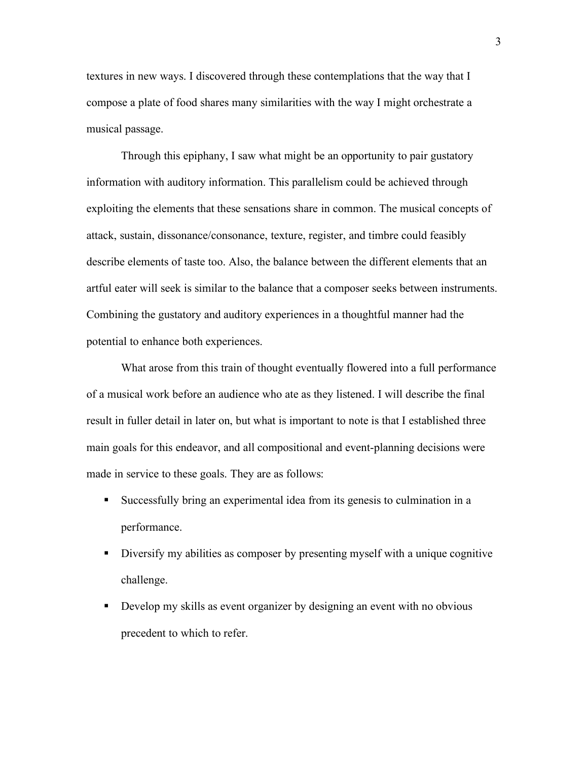textures in new ways. I discovered through these contemplations that the way that I compose a plate of food shares many similarities with the way I might orchestrate a musical passage.

Through this epiphany, I saw what might be an opportunity to pair gustatory information with auditory information. This parallelism could be achieved through exploiting the elements that these sensations share in common. The musical concepts of attack, sustain, dissonance/consonance, texture, register, and timbre could feasibly describe elements of taste too. Also, the balance between the different elements that an artful eater will seek is similar to the balance that a composer seeks between instruments. Combining the gustatory and auditory experiences in a thoughtful manner had the potential to enhance both experiences.

What arose from this train of thought eventually flowered into a full performance of a musical work before an audience who ate as they listened. I will describe the final result in fuller detail in later on, but what is important to note is that I established three main goals for this endeavor, and all compositional and event-planning decisions were made in service to these goals. They are as follows:

- Successfully bring an experimental idea from its genesis to culmination in a performance.
- Diversify my abilities as composer by presenting myself with a unique cognitive challenge.
- Develop my skills as event organizer by designing an event with no obvious precedent to which to refer.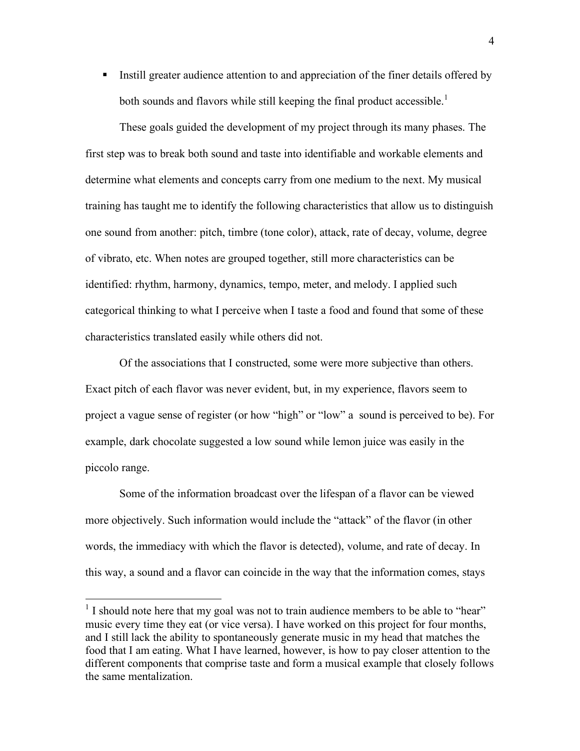- Instill greater audience attention to and appreciation of the finer details offered by both sounds and flavors while still keeping the final product accessible.[1]

These goals guided the development of my project through its many phases. The first step was to break both sound and taste into identifiable and workable elements and determine what elements and concepts carry from one medium to the next. My musical training has taught me to identify the following characteristics that allow us to distinguish one sound from another: pitch, timbre (tone color), attack, rate of decay, volume, degree of vibrato, etc. When notes are grouped together, still more characteristics can be identified: rhythm, harmony, dynamics, tempo, meter, and melody. I applied such categorical thinking to what I perceive when I taste a food and found that some of these characteristics translated easily while others did not.

Of the associations that I constructed, some were more subjective than others. Exact pitch of each flavor was never evident, but, in my experience, flavors seem to project a vague sense of register (or how "high" or "low" a sound is perceived to be). For example, dark chocolate suggested a low sound while lemon juice was easily in the piccolo range.

Some of the information broadcast over the lifespan of a flavor can be viewed more objectively. Such information would include the "attack" of the flavor (in other words, the immediacy with which the flavor is detected), volume, and rate of decay. In this way, a sound and a flavor can coincide in the way that the information comes, stays

[1] I should note here that my goal was not to train audience members to be able to "hear" music every time they eat (or vice versa). I have worked on this project for four months, and I still lack the ability to spontaneously generate music in my head that matches the food that I am eating. What I have learned, however, is how to pay closer attention to the different components that comprise taste and form a musical example that closely follows the same mentalization.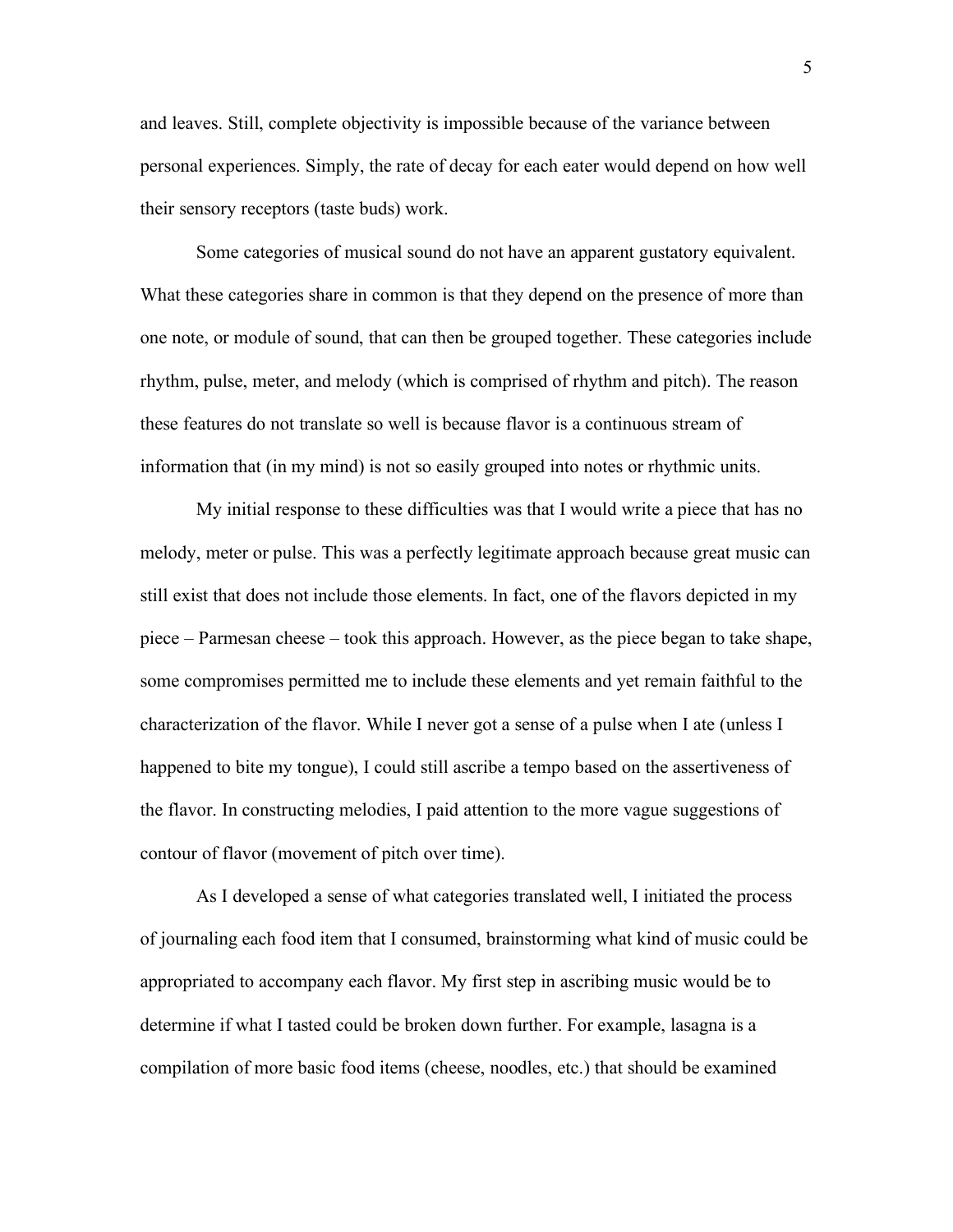and leaves. Still, complete objectivity is impossible because of the variance between personal experiences. Simply, the rate of decay for each eater would depend on how well their sensory receptors (taste buds) work.

Some categories of musical sound do not have an apparent gustatory equivalent. What these categories share in common is that they depend on the presence of more than one note, or module of sound, that can then be grouped together. These categories include rhythm, pulse, meter, and melody (which is comprised of rhythm and pitch). The reason these features do not translate so well is because flavor is a continuous stream of information that (in my mind) is not so easily grouped into notes or rhythmic units.

My initial response to these difficulties was that I would write a piece that has no melody, meter or pulse. This was a perfectly legitimate approach because great music can still exist that does not include those elements. In fact, one of the flavors depicted in my piece – Parmesan cheese – took this approach. However, as the piece began to take shape, some compromises permitted me to include these elements and yet remain faithful to the characterization of the flavor. While I never got a sense of a pulse when I ate (unless I happened to bite my tongue), I could still ascribe a tempo based on the assertiveness of the flavor. In constructing melodies, I paid attention to the more vague suggestions of contour of flavor (movement of pitch over time).

As I developed a sense of what categories translated well, I initiated the process of journaling each food item that I consumed, brainstorming what kind of music could be appropriated to accompany each flavor. My first step in ascribing music would be to determine if what I tasted could be broken down further. For example, lasagna is a compilation of more basic food items (cheese, noodles, etc.) that should be examined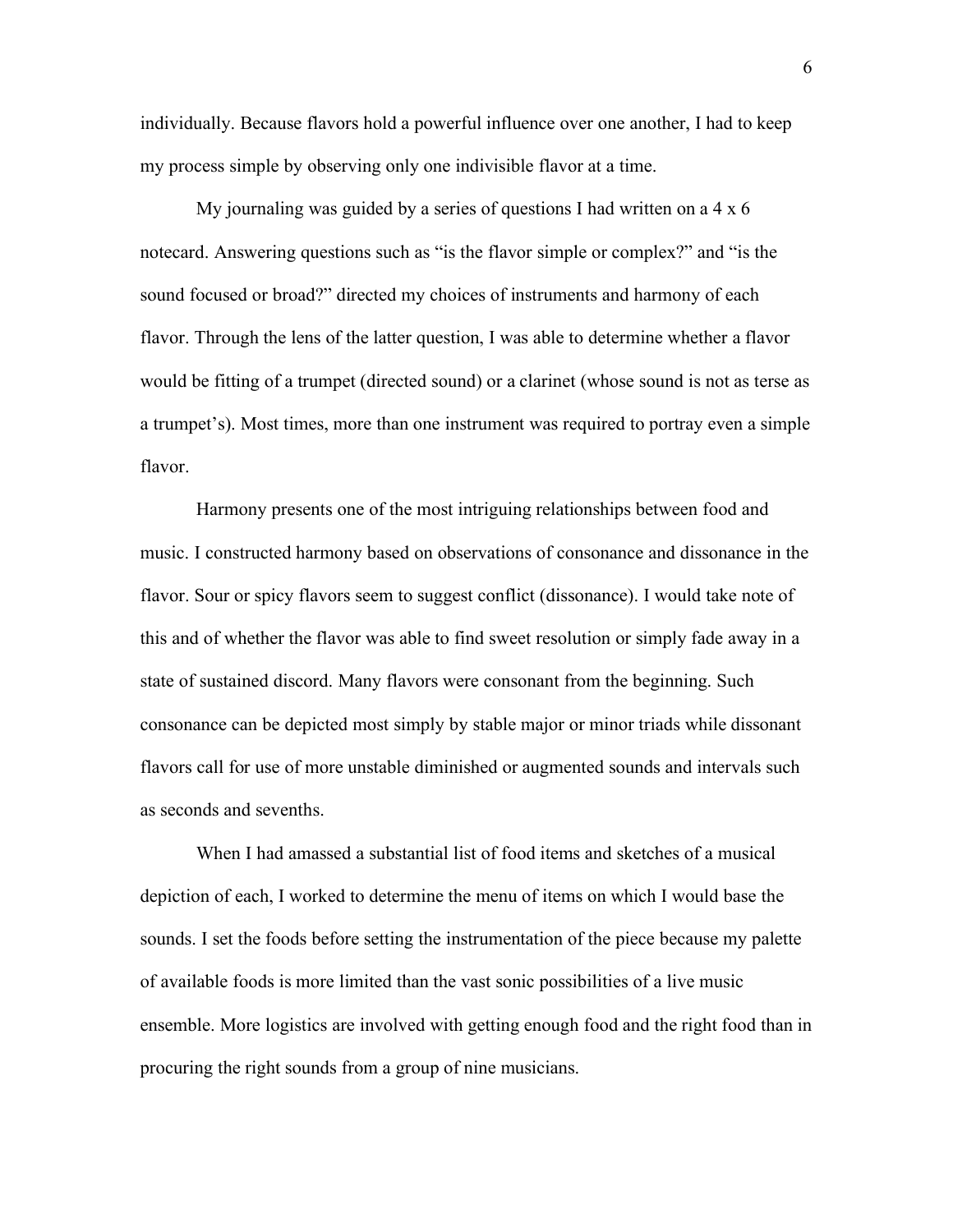individually. Because flavors hold a powerful influence over one another, I had to keep my process simple by observing only one indivisible flavor at a time.

My journaling was guided by a series of questions I had written on a 4 x 6 notecard. Answering questions such as "is the flavor simple or complex?" and "is the sound focused or broad?" directed my choices of instruments and harmony of each flavor. Through the lens of the latter question, I was able to determine whether a flavor would be fitting of a trumpet (directed sound) or a clarinet (whose sound is not as terse as a trumpet's). Most times, more than one instrument was required to portray even a simple flavor.

Harmony presents one of the most intriguing relationships between food and music. I constructed harmony based on observations of consonance and dissonance in the flavor. Sour or spicy flavors seem to suggest conflict (dissonance). I would take note of this and of whether the flavor was able to find sweet resolution or simply fade away in a state of sustained discord. Many flavors were consonant from the beginning. Such consonance can be depicted most simply by stable major or minor triads while dissonant flavors call for use of more unstable diminished or augmented sounds and intervals such as seconds and sevenths.

When I had amassed a substantial list of food items and sketches of a musical depiction of each, I worked to determine the menu of items on which I would base the sounds. I set the foods before setting the instrumentation of the piece because my palette of available foods is more limited than the vast sonic possibilities of a live music ensemble. More logistics are involved with getting enough food and the right food than in procuring the right sounds from a group of nine musicians.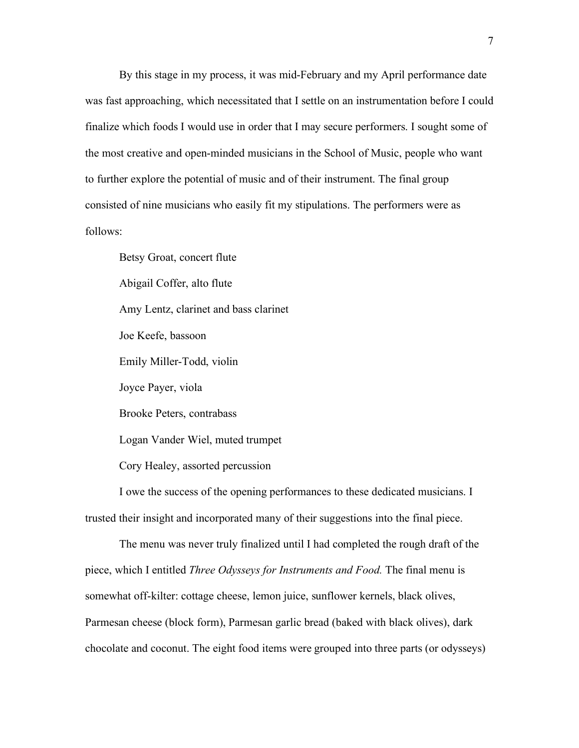By this stage in my process, it was mid-February and my April performance date was fast approaching, which necessitated that I settle on an instrumentation before I could finalize which foods I would use in order that I may secure performers. I sought some of the most creative and open-minded musicians in the School of Music, people who want to further explore the potential of music and of their instrument. The final group consisted of nine musicians who easily fit my stipulations. The performers were as follows:

Betsy Groat, concert flute

Abigail Coffer, alto flute

Amy Lentz, clarinet and bass clarinet

Joe Keefe, bassoon

Emily Miller-Todd, violin

Joyce Payer, viola

Brooke Peters, contrabass

Logan Vander Wiel, muted trumpet

Cory Healey, assorted percussion

I owe the success of the opening performances to these dedicated musicians. I trusted their insight and incorporated many of their suggestions into the final piece.

The menu was never truly finalized until I had completed the rough draft of the piece, which I entitled *Three Odysseys for Instruments and Food.* The final menu is somewhat off-kilter: cottage cheese, lemon juice, sunflower kernels, black olives, Parmesan cheese (block form), Parmesan garlic bread (baked with black olives), dark chocolate and coconut. The eight food items were grouped into three parts (or odysseys)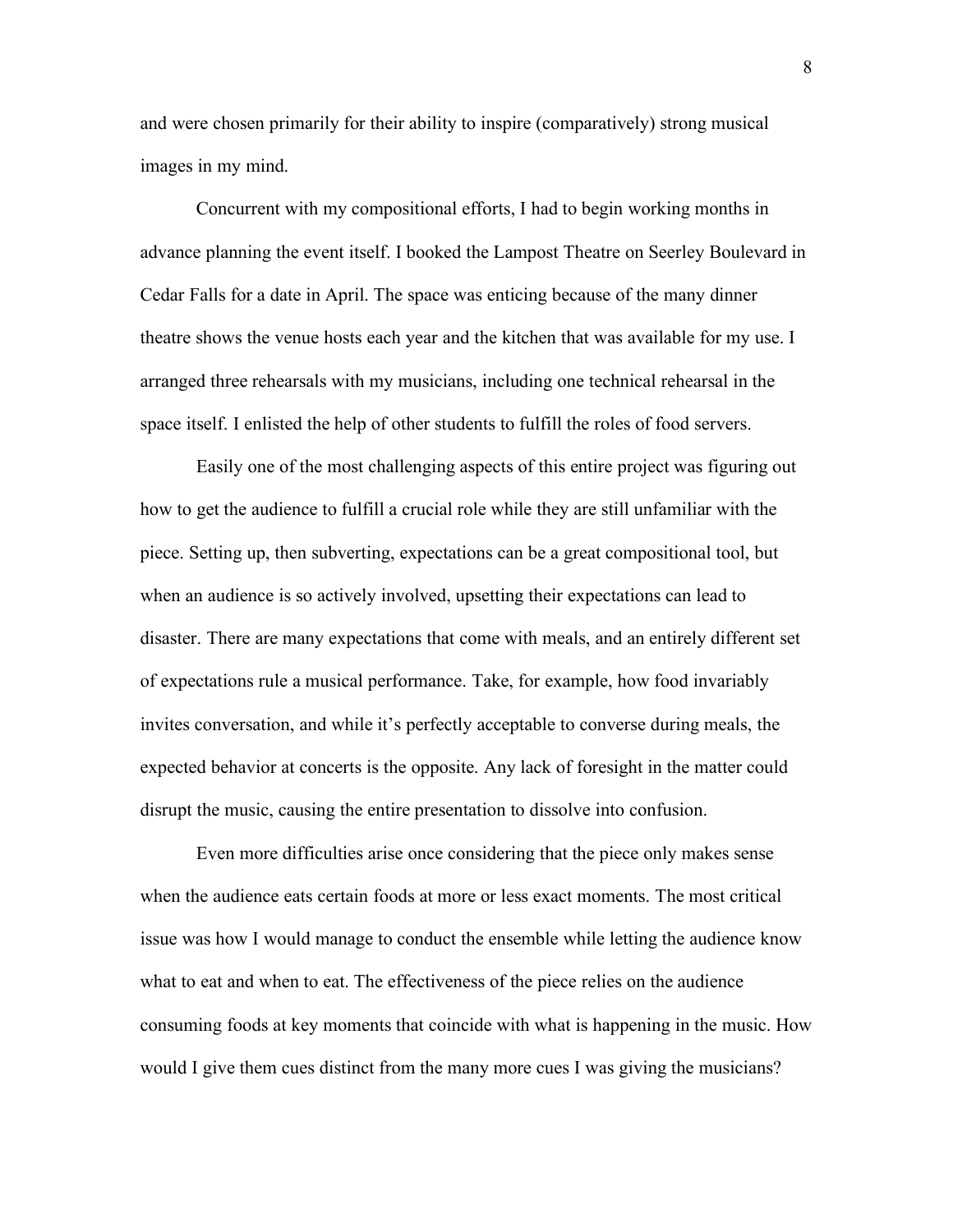and were chosen primarily for their ability to inspire (comparatively) strong musical images in my mind.

Concurrent with my compositional efforts, I had to begin working months in advance planning the event itself. I booked the Lampost Theatre on Seerley Boulevard in Cedar Falls for a date in April. The space was enticing because of the many dinner theatre shows the venue hosts each year and the kitchen that was available for my use. I arranged three rehearsals with my musicians, including one technical rehearsal in the space itself. I enlisted the help of other students to fulfill the roles of food servers.

Easily one of the most challenging aspects of this entire project was figuring out how to get the audience to fulfill a crucial role while they are still unfamiliar with the piece. Setting up, then subverting, expectations can be a great compositional tool, but when an audience is so actively involved, upsetting their expectations can lead to disaster. There are many expectations that come with meals, and an entirely different set of expectations rule a musical performance. Take, for example, how food invariably invites conversation, and while it's perfectly acceptable to converse during meals, the expected behavior at concerts is the opposite. Any lack of foresight in the matter could disrupt the music, causing the entire presentation to dissolve into confusion.

Even more difficulties arise once considering that the piece only makes sense when the audience eats certain foods at more or less exact moments. The most critical issue was how I would manage to conduct the ensemble while letting the audience know what to eat and when to eat. The effectiveness of the piece relies on the audience consuming foods at key moments that coincide with what is happening in the music. How would I give them cues distinct from the many more cues I was giving the musicians?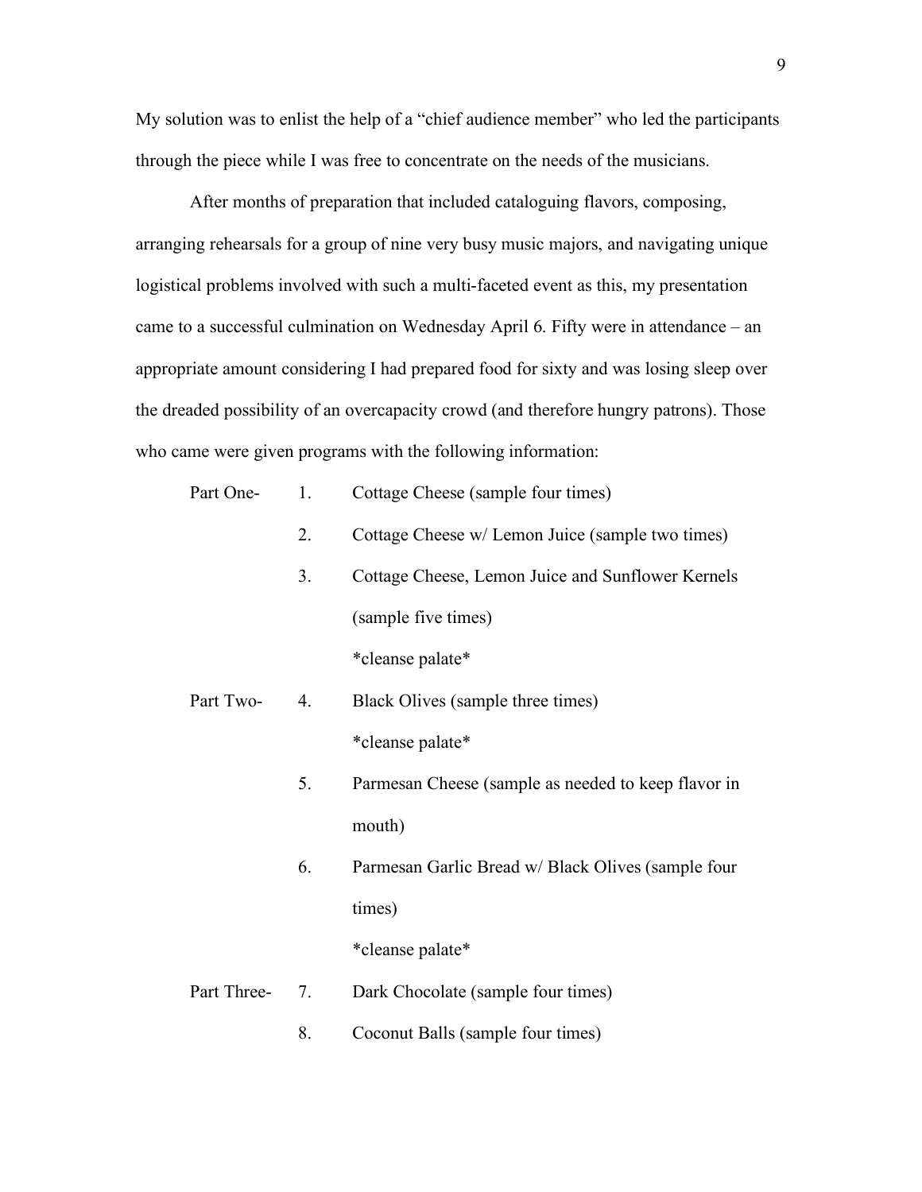My solution was to enlist the help of a "chief audience member" who led the participants through the piece while I was free to concentrate on the needs of the musicians.

After months of preparation that included cataloguing flavors, composing, arranging rehearsals for a group of nine very busy music majors, and navigating unique logistical problems involved with such a multi-faceted event as this, my presentation came to a successful culmination on Wednesday April 6. Fifty were in attendance – an appropriate amount considering I had prepared food for sixty and was losing sleep over the dreaded possibility of an overcapacity crowd (and therefore hungry patrons). Those who came were given programs with the following information:

Part One-
1. Cottage Cheese (sample four times)
2. Cottage Cheese w/ Lemon Juice (sample two times)
3. Cottage Cheese, Lemon Juice and Sunflower Kernels (sample five times)

   *cleanse palate*

Part Two-

4. Black Olives (sample three times)

   *cleanse palate*

5. Parmesan Cheese (sample as needed to keep flavor in mouth)
6. Parmesan Garlic Bread w/ Black Olives (sample four times)

   *cleanse palate*

Part Three-

7. Dark Chocolate (sample four times)
8. Coconut Balls (sample four times)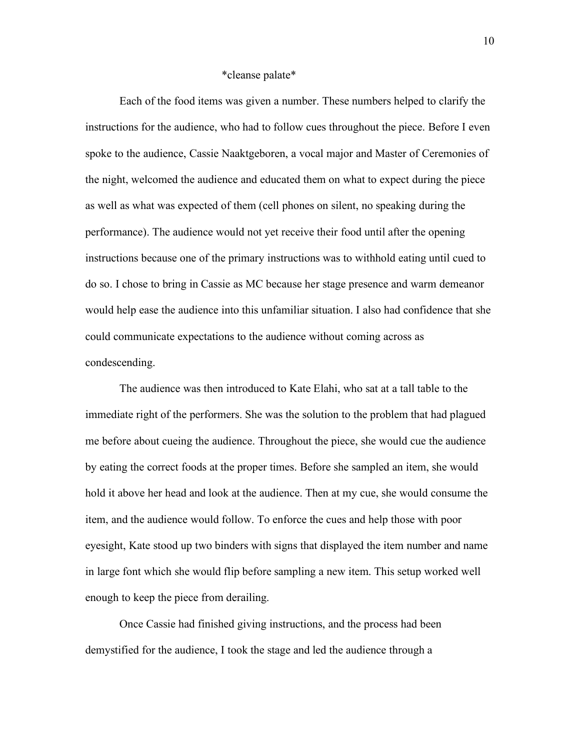*cleanse palate*

Each of the food items was given a number. These numbers helped to clarify the instructions for the audience, who had to follow cues throughout the piece. Before I even spoke to the audience, Cassie Naaktgeboren, a vocal major and Master of Ceremonies of the night, welcomed the audience and educated them on what to expect during the piece as well as what was expected of them (cell phones on silent, no speaking during the performance). The audience would not yet receive their food until after the opening instructions because one of the primary instructions was to withhold eating until cued to do so. I chose to bring in Cassie as MC because her stage presence and warm demeanor would help ease the audience into this unfamiliar situation. I also had confidence that she could communicate expectations to the audience without coming across as condescending.

The audience was then introduced to Kate Elahi, who sat at a tall table to the immediate right of the performers. She was the solution to the problem that had plagued me before about cueing the audience. Throughout the piece, she would cue the audience by eating the correct foods at the proper times. Before she sampled an item, she would hold it above her head and look at the audience. Then at my cue, she would consume the item, and the audience would follow. To enforce the cues and help those with poor eyesight, Kate stood up two binders with signs that displayed the item number and name in large font which she would flip before sampling a new item. This setup worked well enough to keep the piece from derailing.

Once Cassie had finished giving instructions, and the process had been demystified for the audience, I took the stage and led the audience through a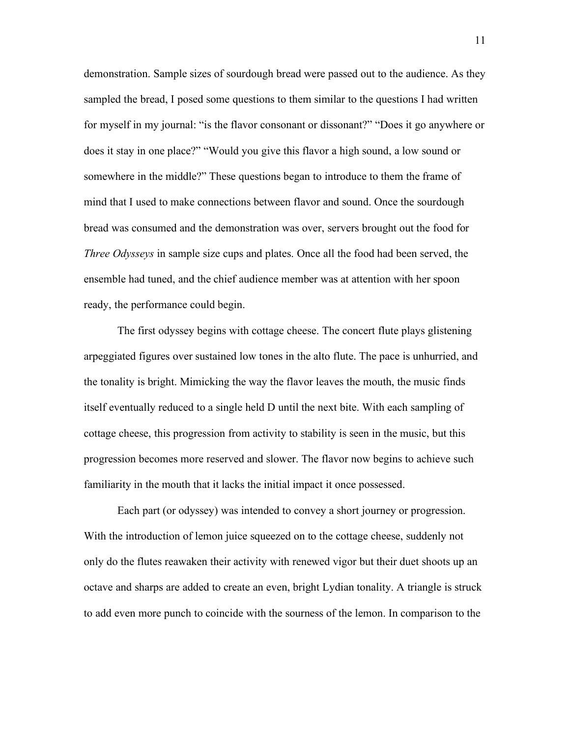demonstration. Sample sizes of sourdough bread were passed out to the audience. As they sampled the bread, I posed some questions to them similar to the questions I had written for myself in my journal: "is the flavor consonant or dissonant?" "Does it go anywhere or does it stay in one place?" "Would you give this flavor a high sound, a low sound or somewhere in the middle?" These questions began to introduce to them the frame of mind that I used to make connections between flavor and sound. Once the sourdough bread was consumed and the demonstration was over, servers brought out the food for *Three Odysseys* in sample size cups and plates. Once all the food had been served, the ensemble had tuned, and the chief audience member was at attention with her spoon ready, the performance could begin.

The first odyssey begins with cottage cheese. The concert flute plays glistening arpeggiated figures over sustained low tones in the alto flute. The pace is unhurried, and the tonality is bright. Mimicking the way the flavor leaves the mouth, the music finds itself eventually reduced to a single held D until the next bite. With each sampling of cottage cheese, this progression from activity to stability is seen in the music, but this progression becomes more reserved and slower. The flavor now begins to achieve such familiarity in the mouth that it lacks the initial impact it once possessed.

Each part (or odyssey) was intended to convey a short journey or progression. With the introduction of lemon juice squeezed on to the cottage cheese, suddenly not only do the flutes reawaken their activity with renewed vigor but their duet shoots up an octave and sharps are added to create an even, bright Lydian tonality. A triangle is struck to add even more punch to coincide with the sourness of the lemon. In comparison to the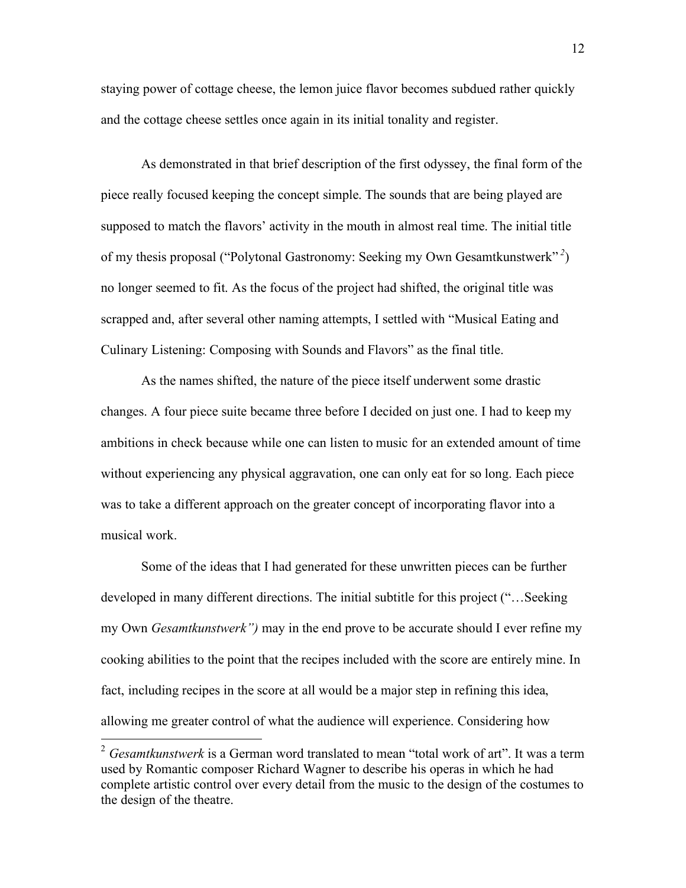staying power of cottage cheese, the lemon juice flavor becomes subdued rather quickly and the cottage cheese settles once again in its initial tonality and register.

As demonstrated in that brief description of the first odyssey, the final form of the piece really focused keeping the concept simple. The sounds that are being played are supposed to match the flavors' activity in the mouth in almost real time. The initial title of my thesis proposal ("Polytonal Gastronomy: Seeking my Own Gesamtkunstwerk"[2]) no longer seemed to fit. As the focus of the project had shifted, the original title was scrapped and, after several other naming attempts, I settled with "Musical Eating and Culinary Listening: Composing with Sounds and Flavors" as the final title.

As the names shifted, the nature of the piece itself underwent some drastic changes. A four piece suite became three before I decided on just one. I had to keep my ambitions in check because while one can listen to music for an extended amount of time without experiencing any physical aggravation, one can only eat for so long. Each piece was to take a different approach on the greater concept of incorporating flavor into a musical work.

Some of the ideas that I had generated for these unwritten pieces can be further developed in many different directions. The initial subtitle for this project ("…Seeking my Own *Gesamtkunstwerk")* may in the end prove to be accurate should I ever refine my cooking abilities to the point that the recipes included with the score are entirely mine. In fact, including recipes in the score at all would be a major step in refining this idea, allowing me greater control of what the audience will experience. Considering how

---

[2] *Gesamtkunstwerk* is a German word translated to mean "total work of art". It was a term used by Romantic composer Richard Wagner to describe his operas in which he had complete artistic control over every detail from the music to the design of the costumes to the design of the theatre.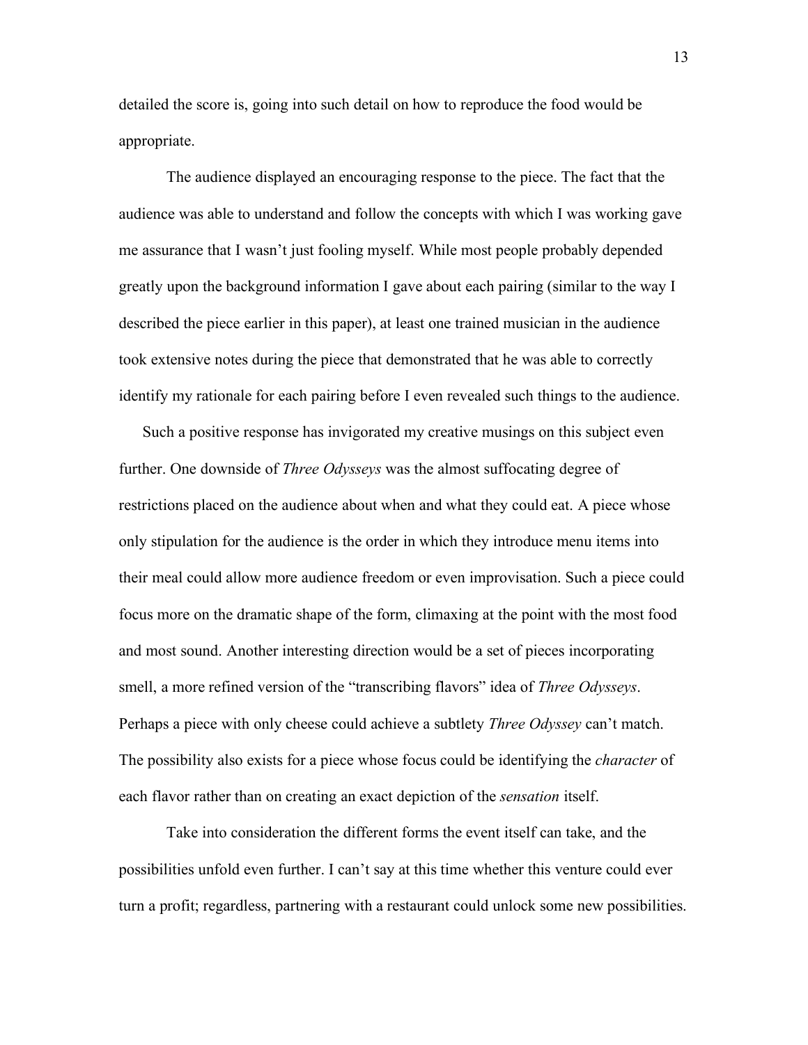detailed the score is, going into such detail on how to reproduce the food would be appropriate.

The audience displayed an encouraging response to the piece. The fact that the audience was able to understand and follow the concepts with which I was working gave me assurance that I wasn't just fooling myself. While most people probably depended greatly upon the background information I gave about each pairing (similar to the way I described the piece earlier in this paper), at least one trained musician in the audience took extensive notes during the piece that demonstrated that he was able to correctly identify my rationale for each pairing before I even revealed such things to the audience.

Such a positive response has invigorated my creative musings on this subject even further. One downside of *Three Odysseys* was the almost suffocating degree of restrictions placed on the audience about when and what they could eat. A piece whose only stipulation for the audience is the order in which they introduce menu items into their meal could allow more audience freedom or even improvisation. Such a piece could focus more on the dramatic shape of the form, climaxing at the point with the most food and most sound. Another interesting direction would be a set of pieces incorporating smell, a more refined version of the "transcribing flavors" idea of *Three Odysseys*. Perhaps a piece with only cheese could achieve a subtlety *Three Odyssey* can't match. The possibility also exists for a piece whose focus could be identifying the *character* of each flavor rather than on creating an exact depiction of the *sensation* itself.

Take into consideration the different forms the event itself can take, and the possibilities unfold even further. I can't say at this time whether this venture could ever turn a profit; regardless, partnering with a restaurant could unlock some new possibilities.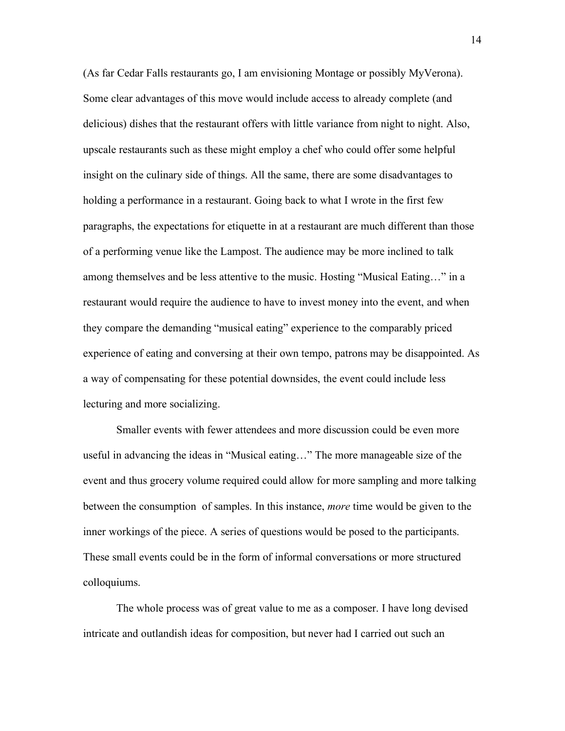(As far Cedar Falls restaurants go, I am envisioning Montage or possibly MyVerona). Some clear advantages of this move would include access to already complete (and delicious) dishes that the restaurant offers with little variance from night to night. Also, upscale restaurants such as these might employ a chef who could offer some helpful insight on the culinary side of things. All the same, there are some disadvantages to holding a performance in a restaurant. Going back to what I wrote in the first few paragraphs, the expectations for etiquette in at a restaurant are much different than those of a performing venue like the Lampost. The audience may be more inclined to talk among themselves and be less attentive to the music. Hosting "Musical Eating…" in a restaurant would require the audience to have to invest money into the event, and when they compare the demanding "musical eating" experience to the comparably priced experience of eating and conversing at their own tempo, patrons may be disappointed. As a way of compensating for these potential downsides, the event could include less lecturing and more socializing.

Smaller events with fewer attendees and more discussion could be even more useful in advancing the ideas in "Musical eating…" The more manageable size of the event and thus grocery volume required could allow for more sampling and more talking between the consumption of samples. In this instance, *more* time would be given to the inner workings of the piece. A series of questions would be posed to the participants. These small events could be in the form of informal conversations or more structured colloquiums.

The whole process was of great value to me as a composer. I have long devised intricate and outlandish ideas for composition, but never had I carried out such an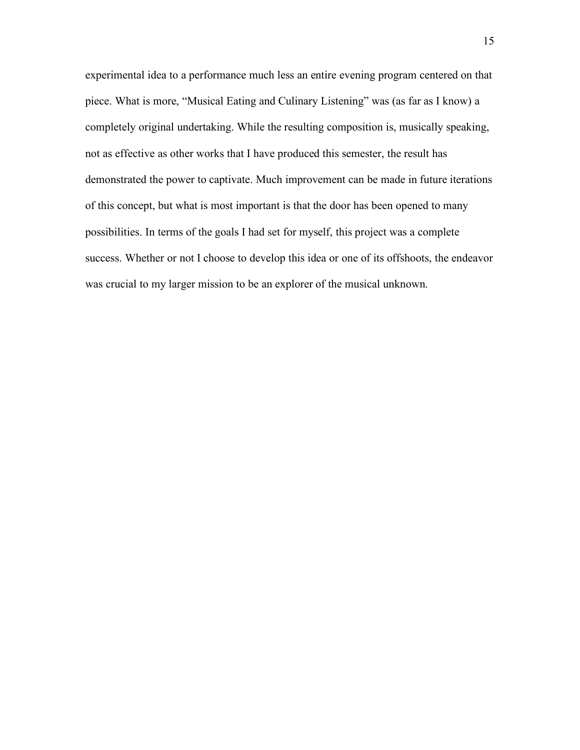experimental idea to a performance much less an entire evening program centered on that piece. What is more, "Musical Eating and Culinary Listening" was (as far as I know) a completely original undertaking. While the resulting composition is, musically speaking, not as effective as other works that I have produced this semester, the result has demonstrated the power to captivate. Much improvement can be made in future iterations of this concept, but what is most important is that the door has been opened to many possibilities. In terms of the goals I had set for myself, this project was a complete success. Whether or not I choose to develop this idea or one of its offshoots, the endeavor was crucial to my larger mission to be an explorer of the musical unknown.